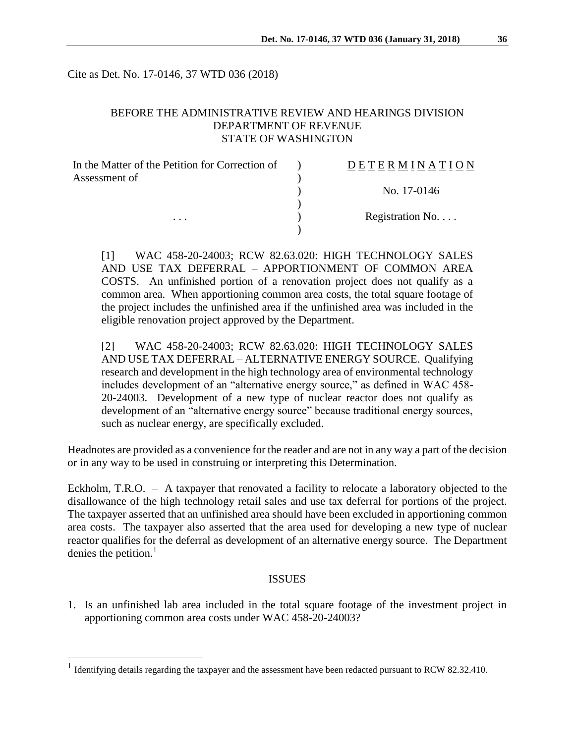Cite as Det. No. 17-0146, 37 WTD 036 (2018)

BEFORE THE ADMINISTRATIVE REVIEW AND HEARINGS DIVISION
DEPARTMENT OF REVENUE
STATE OF WASHINGTON

| | | |
|---|---|---|
| In the Matter of the Petition for Correction of Assessment of | ) | D E T E R M I N A T I O N |
| | ) | No. 17-0146 |
| . . . | ) | Registration No. . . . |

[1] WAC 458-20-24003; RCW 82.63.020: HIGH TECHNOLOGY SALES AND USE TAX DEFERRAL – APPORTIONMENT OF COMMON AREA COSTS. An unfinished portion of a renovation project does not qualify as a common area. When apportioning common area costs, the total square footage of the project includes the unfinished area if the unfinished area was included in the eligible renovation project approved by the Department.

[2] WAC 458-20-24003; RCW 82.63.020: HIGH TECHNOLOGY SALES AND USE TAX DEFERRAL – ALTERNATIVE ENERGY SOURCE. Qualifying research and development in the high technology area of environmental technology includes development of an "alternative energy source," as defined in WAC 458-20-24003. Development of a new type of nuclear reactor does not qualify as development of an "alternative energy source" because traditional energy sources, such as nuclear energy, are specifically excluded.

Headnotes are provided as a convenience for the reader and are not in any way a part of the decision or in any way to be used in construing or interpreting this Determination.

Eckholm, T.R.O. – A taxpayer that renovated a facility to relocate a laboratory objected to the disallowance of the high technology retail sales and use tax deferral for portions of the project. The taxpayer asserted that an unfinished area should have been excluded in apportioning common area costs. The taxpayer also asserted that the area used for developing a new type of nuclear reactor qualifies for the deferral as development of an alternative energy source. The Department denies the petition.[1]

## ISSUES

1. Is an unfinished lab area included in the total square footage of the investment project in apportioning common area costs under WAC 458-20-24003?

[1] Identifying details regarding the taxpayer and the assessment have been redacted pursuant to RCW 82.32.410.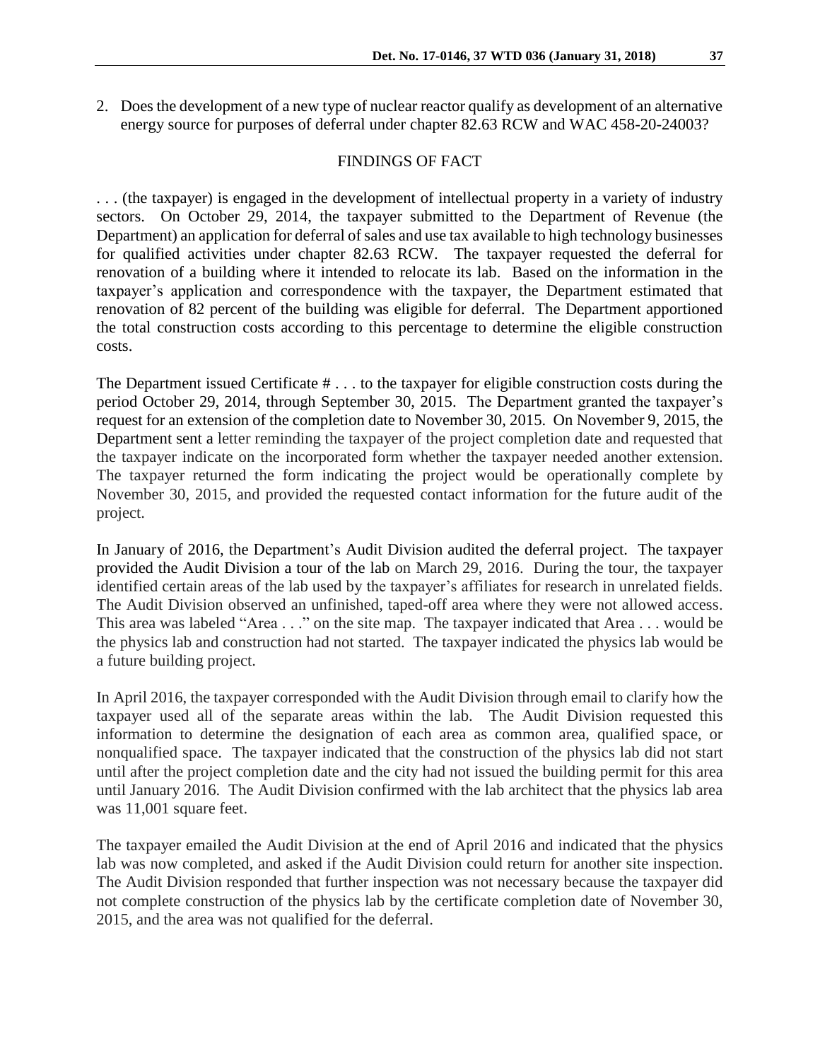2. Does the development of a new type of nuclear reactor qualify as development of an alternative energy source for purposes of deferral under chapter 82.63 RCW and WAC 458-20-24003?

## FINDINGS OF FACT

. . . (the taxpayer) is engaged in the development of intellectual property in a variety of industry sectors. On October 29, 2014, the taxpayer submitted to the Department of Revenue (the Department) an application for deferral of sales and use tax available to high technology businesses for qualified activities under chapter 82.63 RCW. The taxpayer requested the deferral for renovation of a building where it intended to relocate its lab. Based on the information in the taxpayer's application and correspondence with the taxpayer, the Department estimated that renovation of 82 percent of the building was eligible for deferral. The Department apportioned the total construction costs according to this percentage to determine the eligible construction costs.

The Department issued Certificate # . . . to the taxpayer for eligible construction costs during the period October 29, 2014, through September 30, 2015. The Department granted the taxpayer's request for an extension of the completion date to November 30, 2015. On November 9, 2015, the Department sent a letter reminding the taxpayer of the project completion date and requested that the taxpayer indicate on the incorporated form whether the taxpayer needed another extension. The taxpayer returned the form indicating the project would be operationally complete by November 30, 2015, and provided the requested contact information for the future audit of the project.

In January of 2016, the Department's Audit Division audited the deferral project. The taxpayer provided the Audit Division a tour of the lab on March 29, 2016. During the tour, the taxpayer identified certain areas of the lab used by the taxpayer's affiliates for research in unrelated fields. The Audit Division observed an unfinished, taped-off area where they were not allowed access. This area was labeled "Area . . ." on the site map. The taxpayer indicated that Area . . . would be the physics lab and construction had not started. The taxpayer indicated the physics lab would be a future building project.

In April 2016, the taxpayer corresponded with the Audit Division through email to clarify how the taxpayer used all of the separate areas within the lab. The Audit Division requested this information to determine the designation of each area as common area, qualified space, or nonqualified space. The taxpayer indicated that the construction of the physics lab did not start until after the project completion date and the city had not issued the building permit for this area until January 2016. The Audit Division confirmed with the lab architect that the physics lab area was 11,001 square feet.

The taxpayer emailed the Audit Division at the end of April 2016 and indicated that the physics lab was now completed, and asked if the Audit Division could return for another site inspection. The Audit Division responded that further inspection was not necessary because the taxpayer did not complete construction of the physics lab by the certificate completion date of November 30, 2015, and the area was not qualified for the deferral.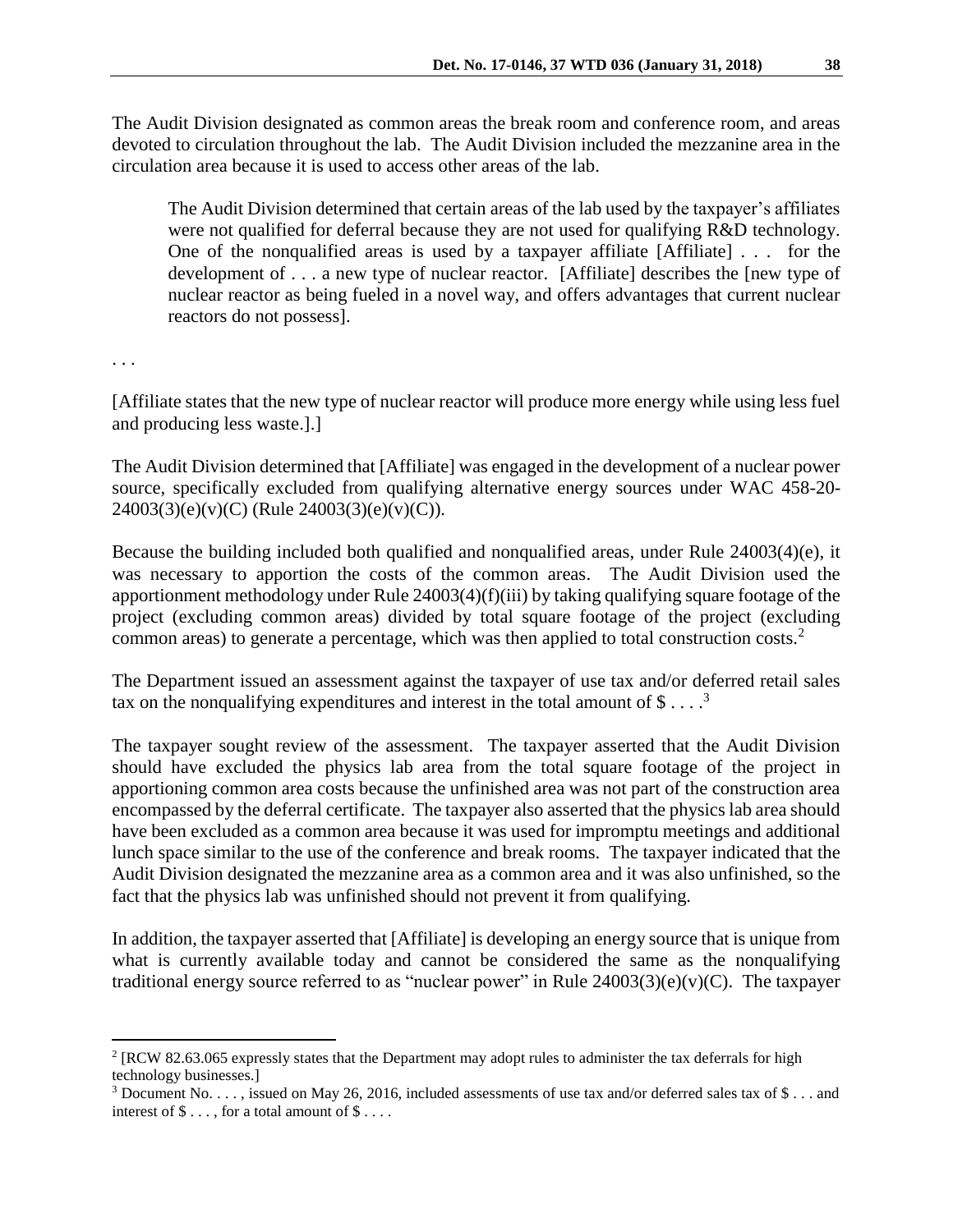The Audit Division designated as common areas the break room and conference room, and areas devoted to circulation throughout the lab. The Audit Division included the mezzanine area in the circulation area because it is used to access other areas of the lab.

> The Audit Division determined that certain areas of the lab used by the taxpayer's affiliates were not qualified for deferral because they are not used for qualifying R&D technology. One of the nonqualified areas is used by a taxpayer affiliate [Affiliate] . . . for the development of . . . a new type of nuclear reactor. [Affiliate] describes the [new type of nuclear reactor as being fueled in a novel way, and offers advantages that current nuclear reactors do not possess].

. . .

[Affiliate states that the new type of nuclear reactor will produce more energy while using less fuel and producing less waste.].]

The Audit Division determined that [Affiliate] was engaged in the development of a nuclear power source, specifically excluded from qualifying alternative energy sources under WAC 458-20-24003(3)(e)(v)(C) (Rule 24003(3)(e)(v)(C)).

Because the building included both qualified and nonqualified areas, under Rule 24003(4)(e), it was necessary to apportion the costs of the common areas. The Audit Division used the apportionment methodology under Rule 24003(4)(f)(iii) by taking qualifying square footage of the project (excluding common areas) divided by total square footage of the project (excluding common areas) to generate a percentage, which was then applied to total construction costs.[2]

The Department issued an assessment against the taxpayer of use tax and/or deferred retail sales tax on the nonqualifying expenditures and interest in the total amount of $ . . . .[3]

The taxpayer sought review of the assessment. The taxpayer asserted that the Audit Division should have excluded the physics lab area from the total square footage of the project in apportioning common area costs because the unfinished area was not part of the construction area encompassed by the deferral certificate. The taxpayer also asserted that the physics lab area should have been excluded as a common area because it was used for impromptu meetings and additional lunch space similar to the use of the conference and break rooms. The taxpayer indicated that the Audit Division designated the mezzanine area as a common area and it was also unfinished, so the fact that the physics lab was unfinished should not prevent it from qualifying.

In addition, the taxpayer asserted that [Affiliate] is developing an energy source that is unique from what is currently available today and cannot be considered the same as the nonqualifying traditional energy source referred to as "nuclear power" in Rule 24003(3)(e)(v)(C). The taxpayer

---

[2] [RCW 82.63.065 expressly states that the Department may adopt rules to administer the tax deferrals for high technology businesses.]

[3] Document No. . . . , issued on May 26, 2016, included assessments of use tax and/or deferred sales tax of $ . . . and interest of $ . . . , for a total amount of $ . . . .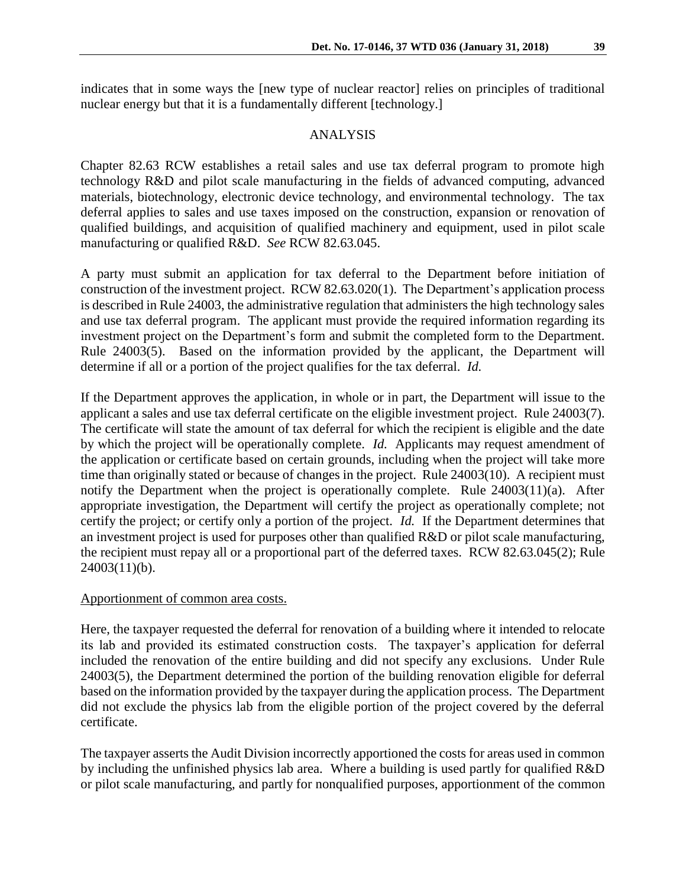indicates that in some ways the [new type of nuclear reactor] relies on principles of traditional nuclear energy but that it is a fundamentally different [technology.]

## ANALYSIS

Chapter 82.63 RCW establishes a retail sales and use tax deferral program to promote high technology R&D and pilot scale manufacturing in the fields of advanced computing, advanced materials, biotechnology, electronic device technology, and environmental technology. The tax deferral applies to sales and use taxes imposed on the construction, expansion or renovation of qualified buildings, and acquisition of qualified machinery and equipment, used in pilot scale manufacturing or qualified R&D. *See* RCW 82.63.045.

A party must submit an application for tax deferral to the Department before initiation of construction of the investment project. RCW 82.63.020(1). The Department's application process is described in Rule 24003, the administrative regulation that administers the high technology sales and use tax deferral program. The applicant must provide the required information regarding its investment project on the Department's form and submit the completed form to the Department. Rule 24003(5). Based on the information provided by the applicant, the Department will determine if all or a portion of the project qualifies for the tax deferral. *Id.*

If the Department approves the application, in whole or in part, the Department will issue to the applicant a sales and use tax deferral certificate on the eligible investment project. Rule 24003(7). The certificate will state the amount of tax deferral for which the recipient is eligible and the date by which the project will be operationally complete. *Id.* Applicants may request amendment of the application or certificate based on certain grounds, including when the project will take more time than originally stated or because of changes in the project. Rule 24003(10). A recipient must notify the Department when the project is operationally complete. Rule 24003(11)(a). After appropriate investigation, the Department will certify the project as operationally complete; not certify the project; or certify only a portion of the project. *Id.* If the Department determines that an investment project is used for purposes other than qualified R&D or pilot scale manufacturing, the recipient must repay all or a proportional part of the deferred taxes. RCW 82.63.045(2); Rule 24003(11)(b).

<u>Apportionment of common area costs.</u>

Here, the taxpayer requested the deferral for renovation of a building where it intended to relocate its lab and provided its estimated construction costs. The taxpayer's application for deferral included the renovation of the entire building and did not specify any exclusions. Under Rule 24003(5), the Department determined the portion of the building renovation eligible for deferral based on the information provided by the taxpayer during the application process. The Department did not exclude the physics lab from the eligible portion of the project covered by the deferral certificate.

The taxpayer asserts the Audit Division incorrectly apportioned the costs for areas used in common by including the unfinished physics lab area. Where a building is used partly for qualified R&D or pilot scale manufacturing, and partly for nonqualified purposes, apportionment of the common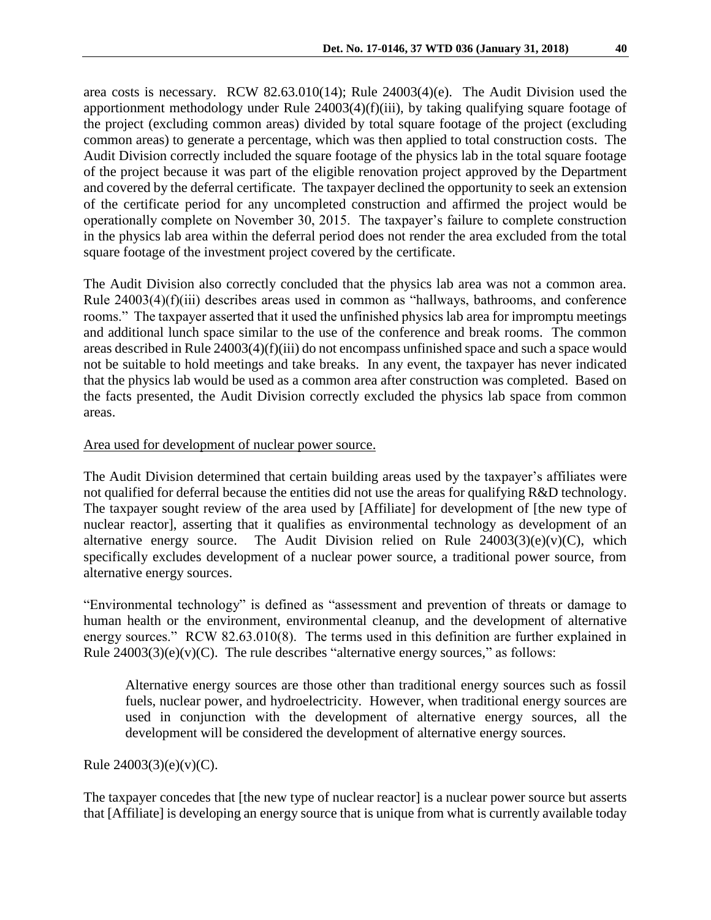area costs is necessary. RCW 82.63.010(14); Rule 24003(4)(e). The Audit Division used the apportionment methodology under Rule 24003(4)(f)(iii), by taking qualifying square footage of the project (excluding common areas) divided by total square footage of the project (excluding common areas) to generate a percentage, which was then applied to total construction costs. The Audit Division correctly included the square footage of the physics lab in the total square footage of the project because it was part of the eligible renovation project approved by the Department and covered by the deferral certificate. The taxpayer declined the opportunity to seek an extension of the certificate period for any uncompleted construction and affirmed the project would be operationally complete on November 30, 2015. The taxpayer's failure to complete construction in the physics lab area within the deferral period does not render the area excluded from the total square footage of the investment project covered by the certificate.

The Audit Division also correctly concluded that the physics lab area was not a common area. Rule 24003(4)(f)(iii) describes areas used in common as "hallways, bathrooms, and conference rooms." The taxpayer asserted that it used the unfinished physics lab area for impromptu meetings and additional lunch space similar to the use of the conference and break rooms. The common areas described in Rule 24003(4)(f)(iii) do not encompass unfinished space and such a space would not be suitable to hold meetings and take breaks. In any event, the taxpayer has never indicated that the physics lab would be used as a common area after construction was completed. Based on the facts presented, the Audit Division correctly excluded the physics lab space from common areas.

<u>Area used for development of nuclear power source.</u>

The Audit Division determined that certain building areas used by the taxpayer's affiliates were not qualified for deferral because the entities did not use the areas for qualifying R&D technology. The taxpayer sought review of the area used by [Affiliate] for development of [the new type of nuclear reactor], asserting that it qualifies as environmental technology as development of an alternative energy source. The Audit Division relied on Rule 24003(3)(e)(v)(C), which specifically excludes development of a nuclear power source, a traditional power source, from alternative energy sources.

"Environmental technology" is defined as "assessment and prevention of threats or damage to human health or the environment, environmental cleanup, and the development of alternative energy sources." RCW 82.63.010(8). The terms used in this definition are further explained in Rule 24003(3)(e)(v)(C). The rule describes "alternative energy sources," as follows:

> Alternative energy sources are those other than traditional energy sources such as fossil fuels, nuclear power, and hydroelectricity. However, when traditional energy sources are used in conjunction with the development of alternative energy sources, all the development will be considered the development of alternative energy sources.

Rule 24003(3)(e)(v)(C).

The taxpayer concedes that [the new type of nuclear reactor] is a nuclear power source but asserts that [Affiliate] is developing an energy source that is unique from what is currently available today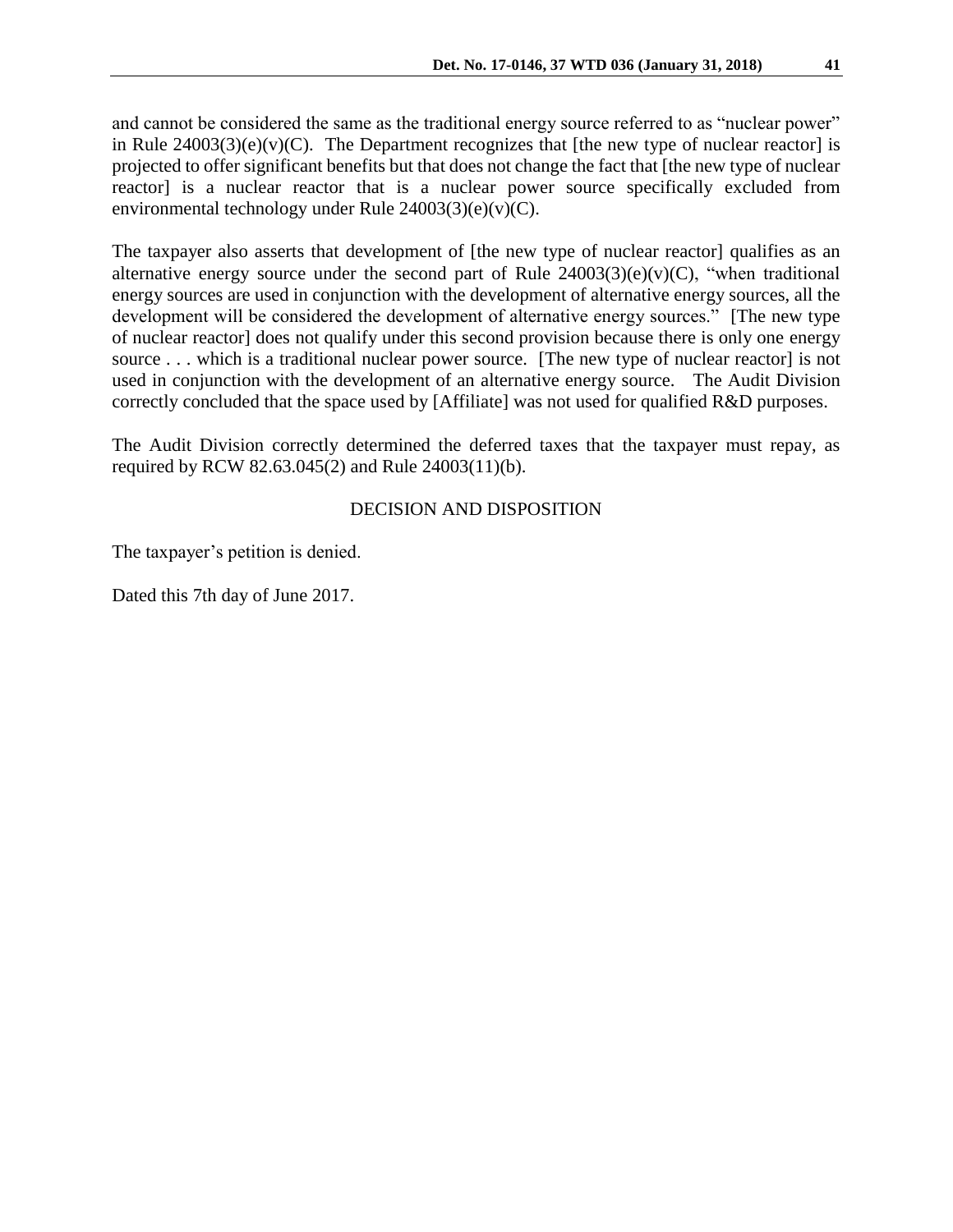and cannot be considered the same as the traditional energy source referred to as "nuclear power" in Rule 24003(3)(e)(v)(C). The Department recognizes that [the new type of nuclear reactor] is projected to offer significant benefits but that does not change the fact that [the new type of nuclear reactor] is a nuclear reactor that is a nuclear power source specifically excluded from environmental technology under Rule 24003(3)(e)(v)(C).

The taxpayer also asserts that development of [the new type of nuclear reactor] qualifies as an alternative energy source under the second part of Rule 24003(3)(e)(v)(C), "when traditional energy sources are used in conjunction with the development of alternative energy sources, all the development will be considered the development of alternative energy sources." [The new type of nuclear reactor] does not qualify under this second provision because there is only one energy source . . . which is a traditional nuclear power source. [The new type of nuclear reactor] is not used in conjunction with the development of an alternative energy source. The Audit Division correctly concluded that the space used by [Affiliate] was not used for qualified R&D purposes.

The Audit Division correctly determined the deferred taxes that the taxpayer must repay, as required by RCW 82.63.045(2) and Rule 24003(11)(b).

## DECISION AND DISPOSITION

The taxpayer's petition is denied.

Dated this 7th day of June 2017.